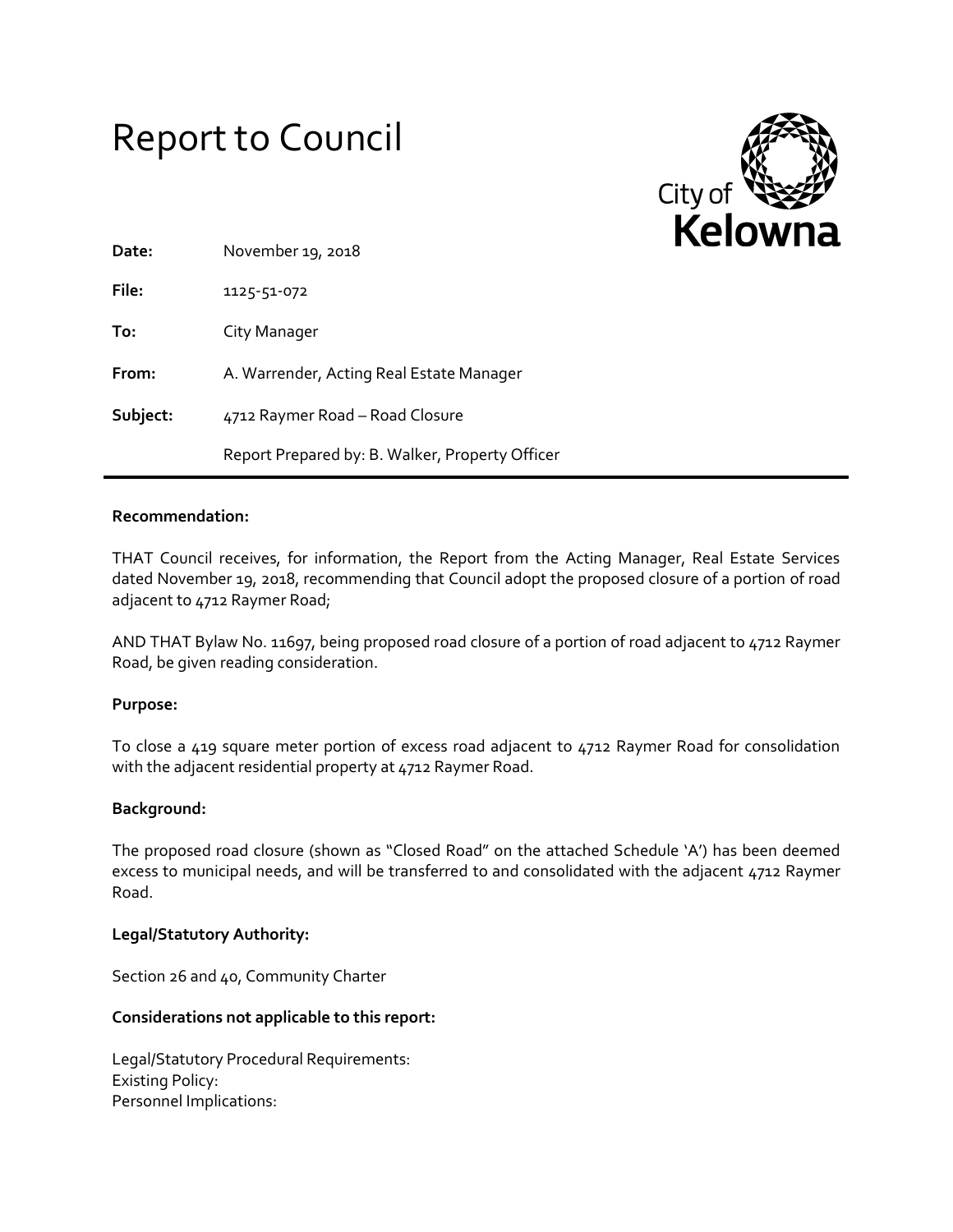# Report to Council

**Date:** November 19, 2018

**File:** 1125-51-072

**To:** City Manager

**From:** A. Warrender, Acting Real Estate Manager

**Subject:** 4712 Raymer Road – Road Closure

Report Prepared by: B. Walker, Property Officer

---

**Recommendation:**

THAT Council receives, for information, the Report from the Acting Manager, Real Estate Services dated November 19, 2018, recommending that Council adopt the proposed closure of a portion of road adjacent to 4712 Raymer Road;

AND THAT Bylaw No. 11697, being proposed road closure of a portion of road adjacent to 4712 Raymer Road, be given reading consideration.

**Purpose:**

To close a 419 square meter portion of excess road adjacent to 4712 Raymer Road for consolidation with the adjacent residential property at 4712 Raymer Road.

**Background:**

The proposed road closure (shown as "Closed Road" on the attached Schedule 'A') has been deemed excess to municipal needs, and will be transferred to and consolidated with the adjacent 4712 Raymer Road.

**Legal/Statutory Authority:**

Section 26 and 40, Community Charter

**Considerations not applicable to this report:**

Legal/Statutory Procedural Requirements:
Existing Policy:
Personnel Implications: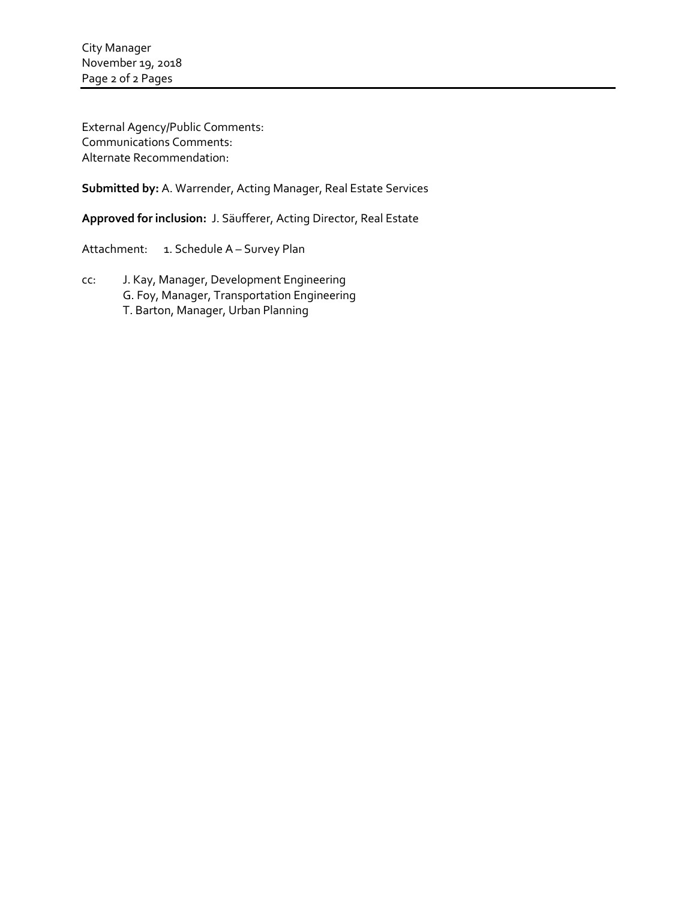External Agency/Public Comments:
Communications Comments:
Alternate Recommendation:

**Submitted by:** A. Warrender, Acting Manager, Real Estate Services

**Approved for inclusion:** J. Säufferer, Acting Director, Real Estate

Attachment: 1. Schedule A – Survey Plan

cc: J. Kay, Manager, Development Engineering
G. Foy, Manager, Transportation Engineering
T. Barton, Manager, Urban Planning